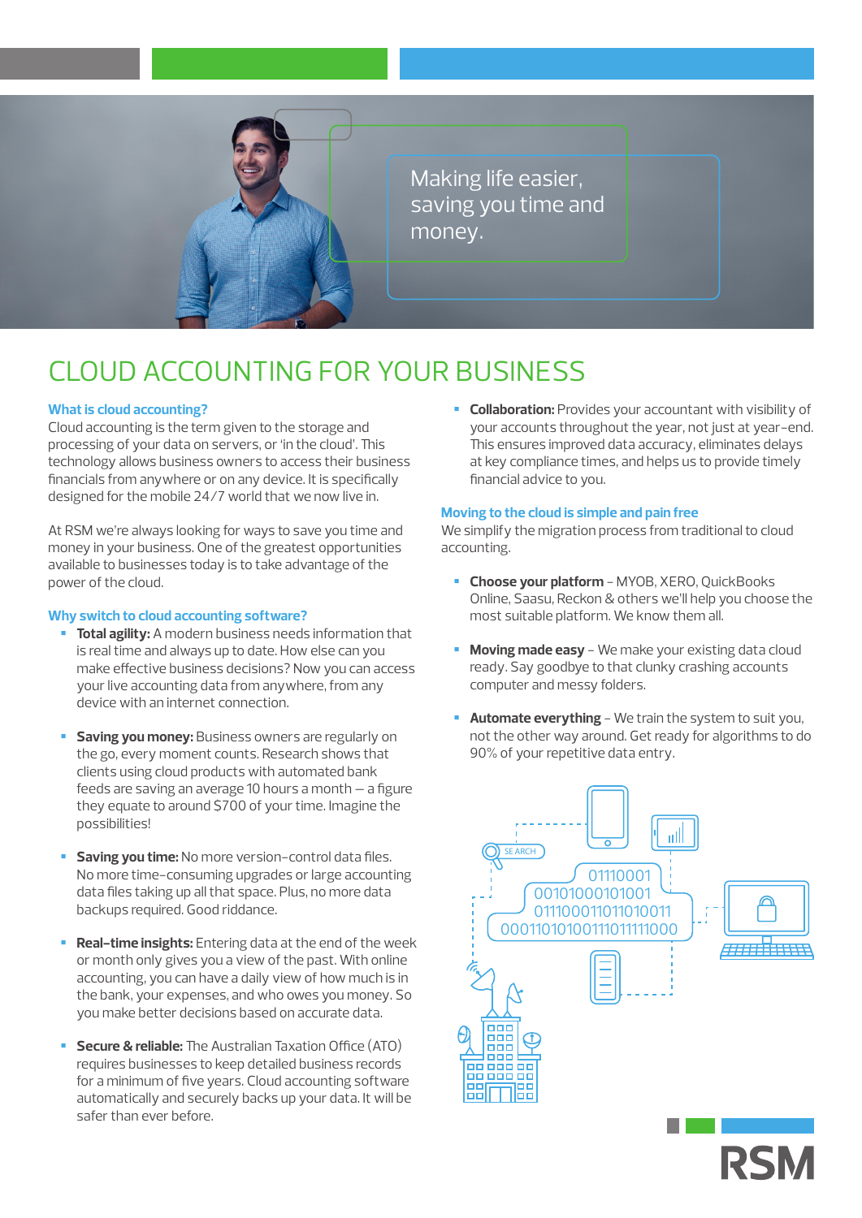Making life easier, saving you time and money.

# CLOUD ACCOUNTING FOR YOUR BUSINESS

### What is cloud accounting?

Cloud accounting is the term given to the storage and processing of your data on servers, or 'in the cloud'. This technology allows business owners to access their business financials from anywhere or on any device. It is specifically designed for the mobile 24/7 world that we now live in.

At RSM we're always looking for ways to save you time and money in your business. One of the greatest opportunities available to businesses today is to take advantage of the power of the cloud.

### Why switch to cloud accounting software?

- **Total agility:** A modern business needs information that is real time and always up to date. How else can you make effective business decisions? Now you can access your live accounting data from anywhere, from any device with an internet connection.
- **Saving you money:** Business owners are regularly on the go, every moment counts. Research shows that clients using cloud products with automated bank feeds are saving an average 10 hours a month – a figure they equate to around $700 of your time. Imagine the possibilities!
- **Saving you time:** No more version-control data files. No more time-consuming upgrades or large accounting data files taking up all that space. Plus, no more data backups required. Good riddance.
- **Real-time insights:** Entering data at the end of the week or month only gives you a view of the past. With online accounting, you can have a daily view of how much is in the bank, your expenses, and who owes you money. So you make better decisions based on accurate data.
- **Secure & reliable:** The Australian Taxation Office (ATO) requires businesses to keep detailed business records for a minimum of five years. Cloud accounting software automatically and securely backs up your data. It will be safer than ever before.
- **Collaboration:** Provides your accountant with visibility of your accounts throughout the year, not just at year-end. This ensures improved data accuracy, eliminates delays at key compliance times, and helps us to provide timely financial advice to you.

### Moving to the cloud is simple and pain free

We simplify the migration process from traditional to cloud accounting.

- **Choose your platform** – MYOB, XERO, QuickBooks Online, Saasu, Reckon & others we'll help you choose the most suitable platform. We know them all.
- **Moving made easy** – We make your existing data cloud ready. Say goodbye to that clunky crashing accounts computer and messy folders.
- **Automate everything** – We train the system to suit you, not the other way around. Get ready for algorithms to do 90% of your repetitive data entry.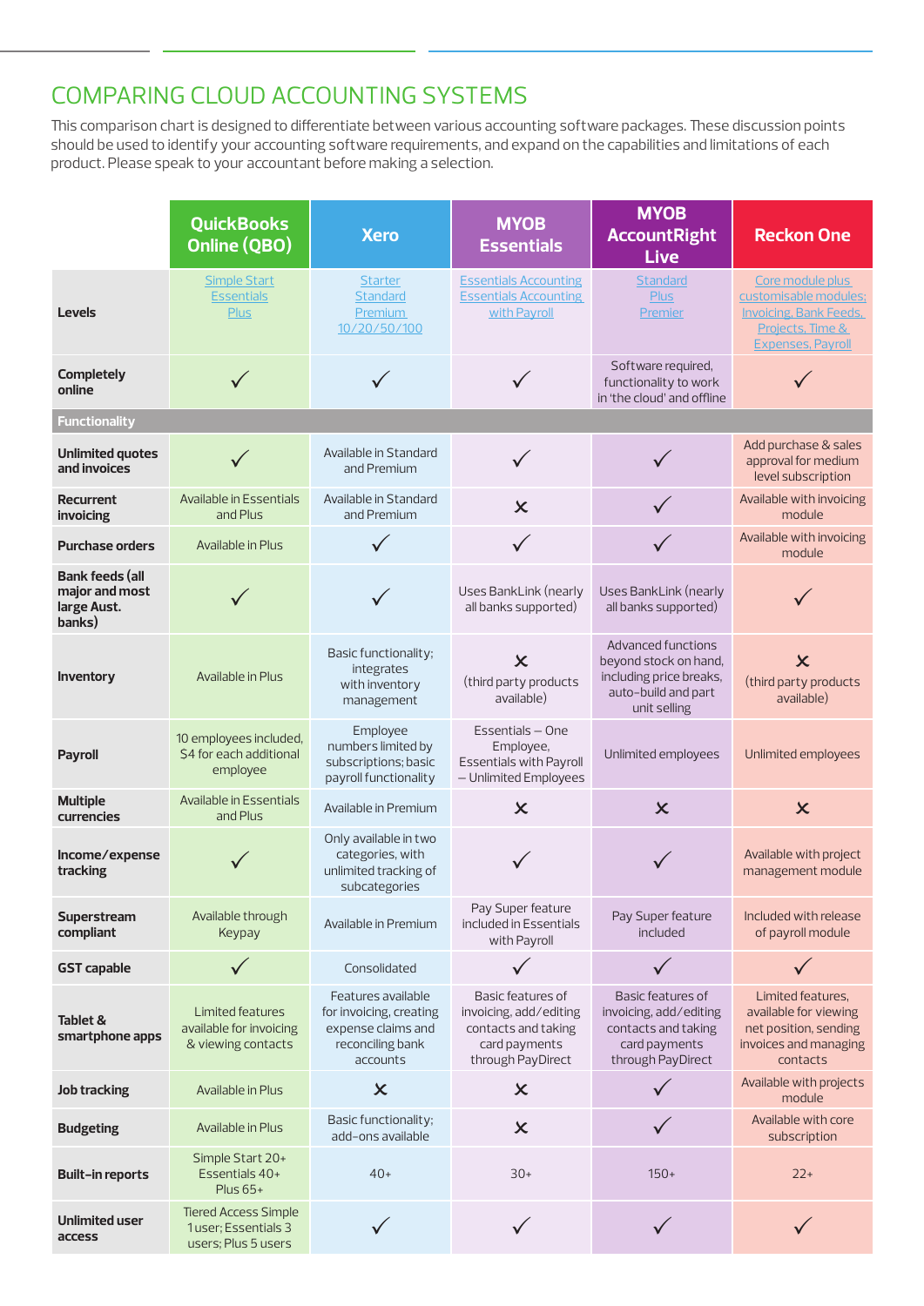# COMPARING CLOUD ACCOUNTING SYSTEMS

This comparison chart is designed to differentiate between various accounting software packages. These discussion points should be used to identify your accounting software requirements, and expand on the capabilities and limitations of each product. Please speak to your accountant before making a selection.

| | QuickBooks Online (QBO) | Xero | MYOB Essentials | MYOB AccountRight Live | Reckon One |
|---|---|---|---|---|---|
| **Levels** | Simple Start<br>Essentials<br>Plus | Starter<br>Standard<br>Premium<br>10/20/50/100 | Essentials Accounting<br>Essentials Accounting with Payroll | Standard<br>Plus<br>Premier | Core module plus customisable modules; Invoicing, Bank Feeds, Projects, Time & Expenses, Payroll |
| **Completely online** | ✓ | ✓ | ✓ | Software required, functionality to work in 'the cloud' and offline | ✓ |
| **Functionality** | | | | | |
| **Unlimited quotes and invoices** | ✓ | Available in Standard and Premium | ✓ | ✓ | Add purchase & sales approval for medium level subscription |
| **Recurrent invoicing** | Available in Essentials and Plus | Available in Standard and Premium | ✗ | ✓ | Available with invoicing module |
| **Purchase orders** | Available in Plus | ✓ | ✓ | ✓ | Available with invoicing module |
| **Bank feeds (all major and most large Aust. banks)** | ✓ | ✓ | Uses BankLink (nearly all banks supported) | Uses BankLink (nearly all banks supported) | ✓ |
| **Inventory** | Available in Plus | Basic functionality; integrates with inventory management | ✗ (third party products available) | Advanced functions beyond stock on hand, including price breaks, auto-build and part unit selling | ✗ (third party products available) |
| **Payroll** | 10 employees included, $4 for each additional employee | Employee numbers limited by subscriptions; basic payroll functionality | Essentials – One Employee, Essentials with Payroll – Unlimited Employees | Unlimited employees | Unlimited employees |
| **Multiple currencies** | Available in Essentials and Plus | Available in Premium | ✗ | ✗ | ✗ |
| **Income/expense tracking** | ✓ | Only available in two categories, with unlimited tracking of subcategories | ✓ | ✓ | Available with project management module |
| **Superstream compliant** | Available through Keypay | Available in Premium | Pay Super feature included in Essentials with Payroll | Pay Super feature included | Included with release of payroll module |
| **GST capable** | ✓ | Consolidated | ✓ | ✓ | ✓ |
| **Tablet & smartphone apps** | Limited features available for invoicing & viewing contacts | Features available for invoicing, creating expense claims and reconciling bank accounts | Basic features of invoicing, add/editing contacts and taking card payments through PayDirect | Basic features of invoicing, add/editing contacts and taking card payments through PayDirect | Limited features, available for viewing net position, sending invoices and managing contacts |
| **Job tracking** | Available in Plus | ✗ | ✗ | ✓ | Available with projects module |
| **Budgeting** | Available in Plus | Basic functionality; add-ons available | ✗ | ✓ | Available with core subscription |
| **Built-in reports** | Simple Start 20+<br>Essentials 40+<br>Plus 65+ | 40+ | 30+ | 150+ | 22+ |
| **Unlimited user access** | Tiered Access Simple 1 user; Essentials 3 users; Plus 5 users | ✓ | ✓ | ✓ | ✓ |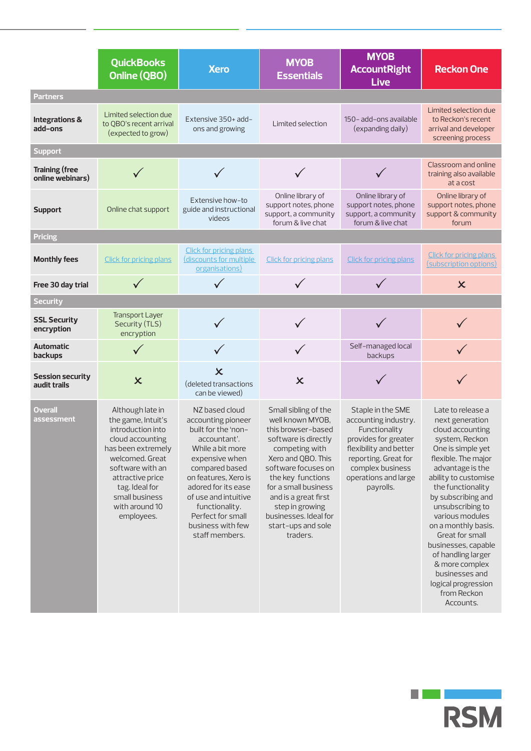| | QuickBooks Online (QBO) | Xero | MYOB Essentials | MYOB AccountRight Live | Reckon One |
|---|---|---|---|---|---|
| **Partners** | | | | | |
| **Integrations & add-ons** | Limited selection due to QBO's recent arrival (expected to grow) | Extensive 350+ add-ons and growing | Limited selection | 150- add-ons available (expanding daily) | Limited selection due to Reckon's recent arrival and developer screening process |
| **Support** | | | | | |
| **Training (free online webinars)** | ✓ | ✓ | ✓ | ✓ | Classroom and online training also available at a cost |
| **Support** | Online chat support | Extensive how-to guide and instructional videos | Online library of support notes, phone support, a community forum & live chat | Online library of support notes, phone support, a community forum & live chat | Online library of support notes, phone support & community forum |
| **Pricing** | | | | | |
| **Monthly fees** | Click for pricing plans | Click for pricing plans (discounts for multiple organisations) | Click for pricing plans | Click for pricing plans | Click for pricing plans (subscription options) |
| **Free 30 day trial** | ✓ | ✓ | ✓ | ✓ | ✗ |
| **Security** | | | | | |
| **SSL Security encryption** | Transport Layer Security (TLS) encryption | ✓ | ✓ | ✓ | ✓ |
| **Automatic backups** | ✓ | ✓ | ✓ | Self-managed local backups | ✓ |
| **Session security audit trails** | ✗ | ✗ (deleted transactions can be viewed) | ✗ | ✓ | ✓ |
| **Overall assessment** | Although late in the game, Intuit's introduction into cloud accounting has been extremely welcomed. Great software with an attractive price tag. Ideal for small business with around 10 employees. | NZ based cloud accounting pioneer built for the 'non-accountant'. While a bit more expensive when compared based on features, Xero is adored for its ease of use and intuitive functionality. Perfect for small business with few staff members. | Small sibling of the well known MYOB, this browser-based software is directly competing with Xero and QBO. This software focuses on the key functions for a small business and is a great first step in growing businesses. Ideal for start-ups and sole traders. | Staple in the SME accounting industry. Functionality provides for greater flexibility and better reporting. Great for complex business operations and large payrolls. | Late to release a next generation cloud accounting system, Reckon One is simple yet flexible. The major advantage is the ability to customise the functionality by subscribing and unsubscribing to various modules on a monthly basis. Great for small businesses, capable of handling larger & more complex businesses and logical progression from Reckon Accounts. |

RSM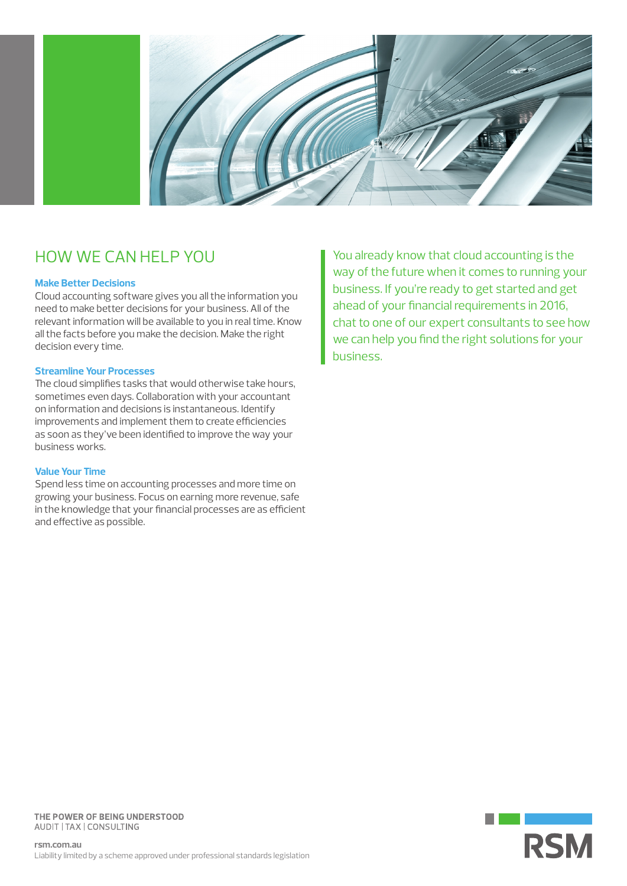## HOW WE CAN HELP YOU

### Make Better Decisions

Cloud accounting software gives you all the information you need to make better decisions for your business. All of the relevant information will be available to you in real time. Know all the facts before you make the decision. Make the right decision every time.

### Streamline Your Processes

The cloud simplifies tasks that would otherwise take hours, sometimes even days. Collaboration with your accountant on information and decisions is instantaneous. Identify improvements and implement them to create efficiencies as soon as they've been identified to improve the way your business works.

### Value Your Time

Spend less time on accounting processes and more time on growing your business. Focus on earning more revenue, safe in the knowledge that your financial processes are as efficient and effective as possible.

> You already know that cloud accounting is the way of the future when it comes to running your business. If you're ready to get started and get ahead of your financial requirements in 2016, chat to one of our expert consultants to see how we can help you find the right solutions for your business.

**THE POWER OF BEING UNDERSTOOD**
AUDIT | TAX | CONSULTING

**rsm.com.au**
Liability limited by a scheme approved under professional standards legislation

RSM